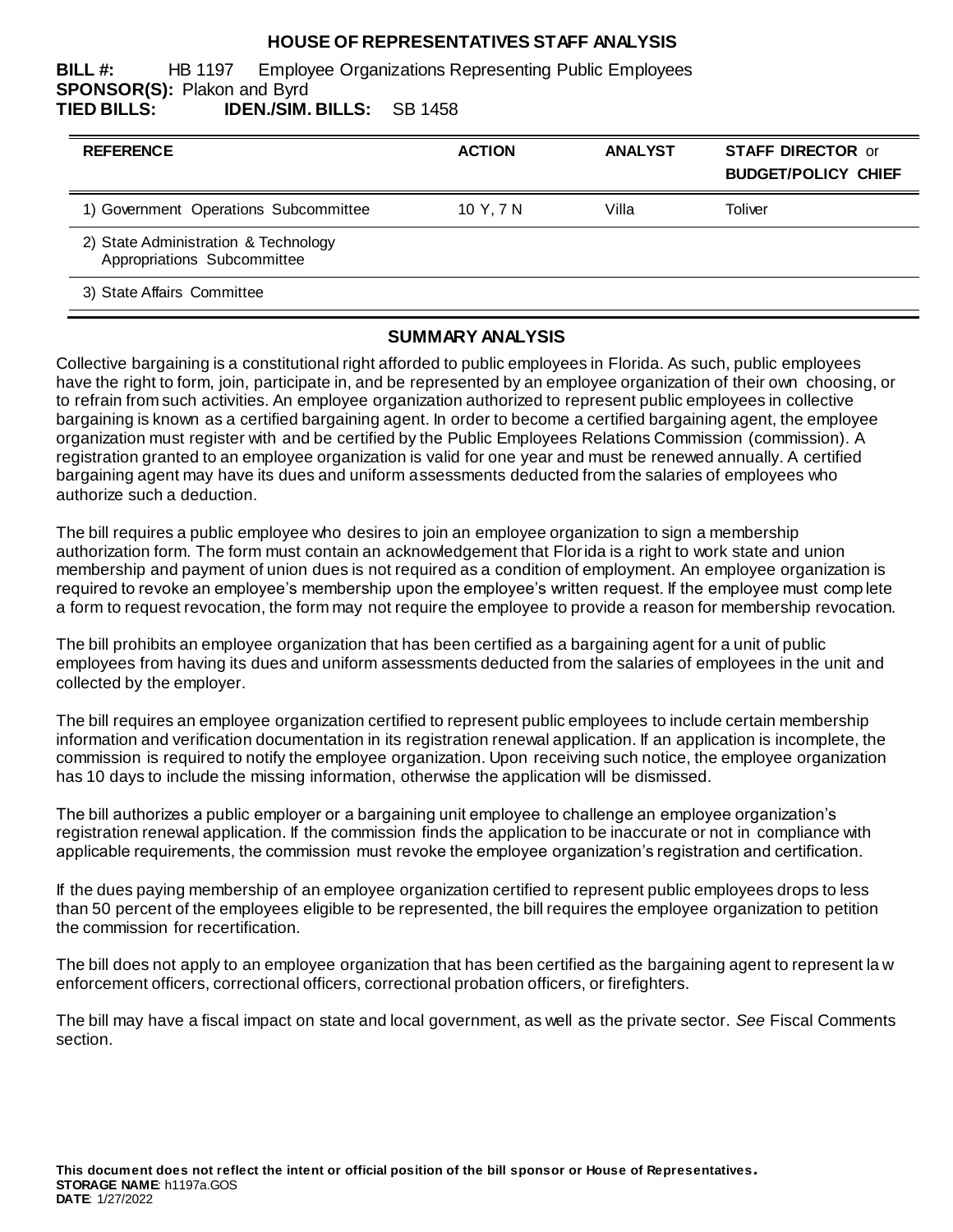# HOUSE OF REPRESENTATIVES STAFF ANALYSIS

**BILL #:** HB 1197 Employee Organizations Representing Public Employees
**SPONSOR(S):** Plakon and Byrd
**TIED BILLS:** **IDEN./SIM. BILLS:** SB 1458

| REFERENCE | ACTION | ANALYST | STAFF DIRECTOR or BUDGET/POLICY CHIEF |
|---|---|---|---|
| 1) Government Operations Subcommittee | 10 Y, 7 N | Villa | Toliver |
| 2) State Administration & Technology Appropriations Subcommittee | | | |
| 3) State Affairs Committee | | | |

## SUMMARY ANALYSIS

Collective bargaining is a constitutional right afforded to public employees in Florida. As such, public employees have the right to form, join, participate in, and be represented by an employee organization of their own choosing, or to refrain from such activities. An employee organization authorized to represent public employees in collective bargaining is known as a certified bargaining agent. In order to become a certified bargaining agent, the employee organization must register with and be certified by the Public Employees Relations Commission (commission). A registration granted to an employee organization is valid for one year and must be renewed annually. A certified bargaining agent may have its dues and uniform assessments deducted from the salaries of employees who authorize such a deduction.

The bill requires a public employee who desires to join an employee organization to sign a membership authorization form. The form must contain an acknowledgement that Florida is a right to work state and union membership and payment of union dues is not required as a condition of employment. An employee organization is required to revoke an employee's membership upon the employee's written request. If the employee must complete a form to request revocation, the form may not require the employee to provide a reason for membership revocation.

The bill prohibits an employee organization that has been certified as a bargaining agent for a unit of public employees from having its dues and uniform assessments deducted from the salaries of employees in the unit and collected by the employer.

The bill requires an employee organization certified to represent public employees to include certain membership information and verification documentation in its registration renewal application. If an application is incomplete, the commission is required to notify the employee organization. Upon receiving such notice, the employee organization has 10 days to include the missing information, otherwise the application will be dismissed.

The bill authorizes a public employer or a bargaining unit employee to challenge an employee organization's registration renewal application. If the commission finds the application to be inaccurate or not in compliance with applicable requirements, the commission must revoke the employee organization's registration and certification.

If the dues paying membership of an employee organization certified to represent public employees drops to less than 50 percent of the employees eligible to be represented, the bill requires the employee organization to petition the commission for recertification.

The bill does not apply to an employee organization that has been certified as the bargaining agent to represent law enforcement officers, correctional officers, correctional probation officers, or firefighters.

The bill may have a fiscal impact on state and local government, as well as the private sector. *See* Fiscal Comments section.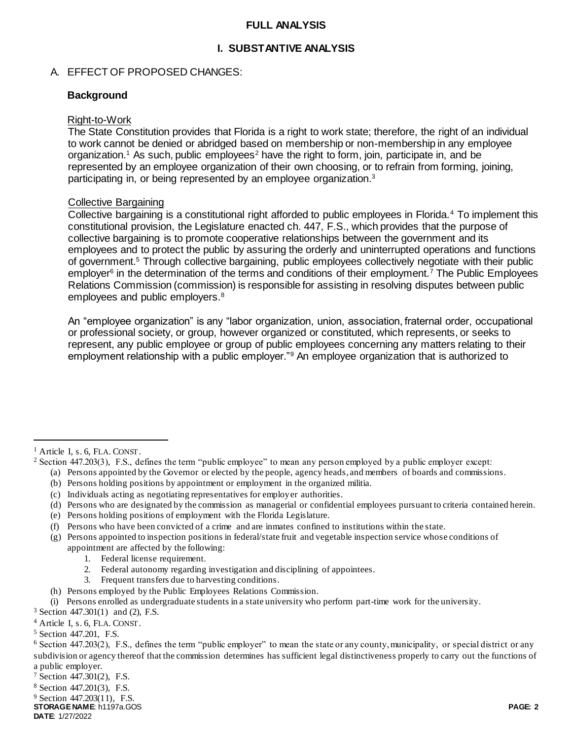## FULL ANALYSIS

### I. SUBSTANTIVE ANALYSIS

A. EFFECT OF PROPOSED CHANGES:

**Background**

Right-to-Work

The State Constitution provides that Florida is a right to work state; therefore, the right of an individual to work cannot be denied or abridged based on membership or non-membership in any employee organization.[1] As such, public employees[2] have the right to form, join, participate in, and be represented by an employee organization of their own choosing, or to refrain from forming, joining, participating in, or being represented by an employee organization.[3]

Collective Bargaining

Collective bargaining is a constitutional right afforded to public employees in Florida.[4] To implement this constitutional provision, the Legislature enacted ch. 447, F.S., which provides that the purpose of collective bargaining is to promote cooperative relationships between the government and its employees and to protect the public by assuring the orderly and uninterrupted operations and functions of government.[5] Through collective bargaining, public employees collectively negotiate with their public employer[6] in the determination of the terms and conditions of their employment.[7] The Public Employees Relations Commission (commission) is responsible for assisting in resolving disputes between public employees and public employers.[8]

An "employee organization" is any "labor organization, union, association, fraternal order, occupational or professional society, or group, however organized or constituted, which represents, or seeks to represent, any public employee or group of public employees concerning any matters relating to their employment relationship with a public employer."[9] An employee organization that is authorized to

---

[1] Article I, s. 6, FLA. CONST.

[2] Section 447.203(3), F.S., defines the term "public employee" to mean any person employed by a public employer except:

- (a) Persons appointed by the Governor or elected by the people, agency heads, and members of boards and commissions.
- (b) Persons holding positions by appointment or employment in the organized militia.
- (c) Individuals acting as negotiating representatives for employer authorities.
- (d) Persons who are designated by the commission as managerial or confidential employees pursuant to criteria contained herein.
- (e) Persons holding positions of employment with the Florida Legislature.
- (f) Persons who have been convicted of a crime and are inmates confined to institutions within the state.
- (g) Persons appointed to inspection positions in federal/state fruit and vegetable inspection service whose conditions of appointment are affected by the following:
  1. Federal license requirement.
  2. Federal autonomy regarding investigation and disciplining of appointees.
  3. Frequent transfers due to harvesting conditions.
- (h) Persons employed by the Public Employees Relations Commission.
- (i) Persons enrolled as undergraduate students in a state university who perform part-time work for the university.

[3] Section 447.301(1) and (2), F.S.

[4] Article I, s. 6, FLA. CONST.

[5] Section 447.201, F.S.

[6] Section 447.203(2), F.S., defines the term "public employer" to mean the state or any county, municipality, or special district or any subdivision or agency thereof that the commission determines has sufficient legal distinctiveness properly to carry out the functions of a public employer.

[7] Section 447.301(2), F.S.

[8] Section 447.201(3), F.S.

[9] Section 447.203(11), F.S.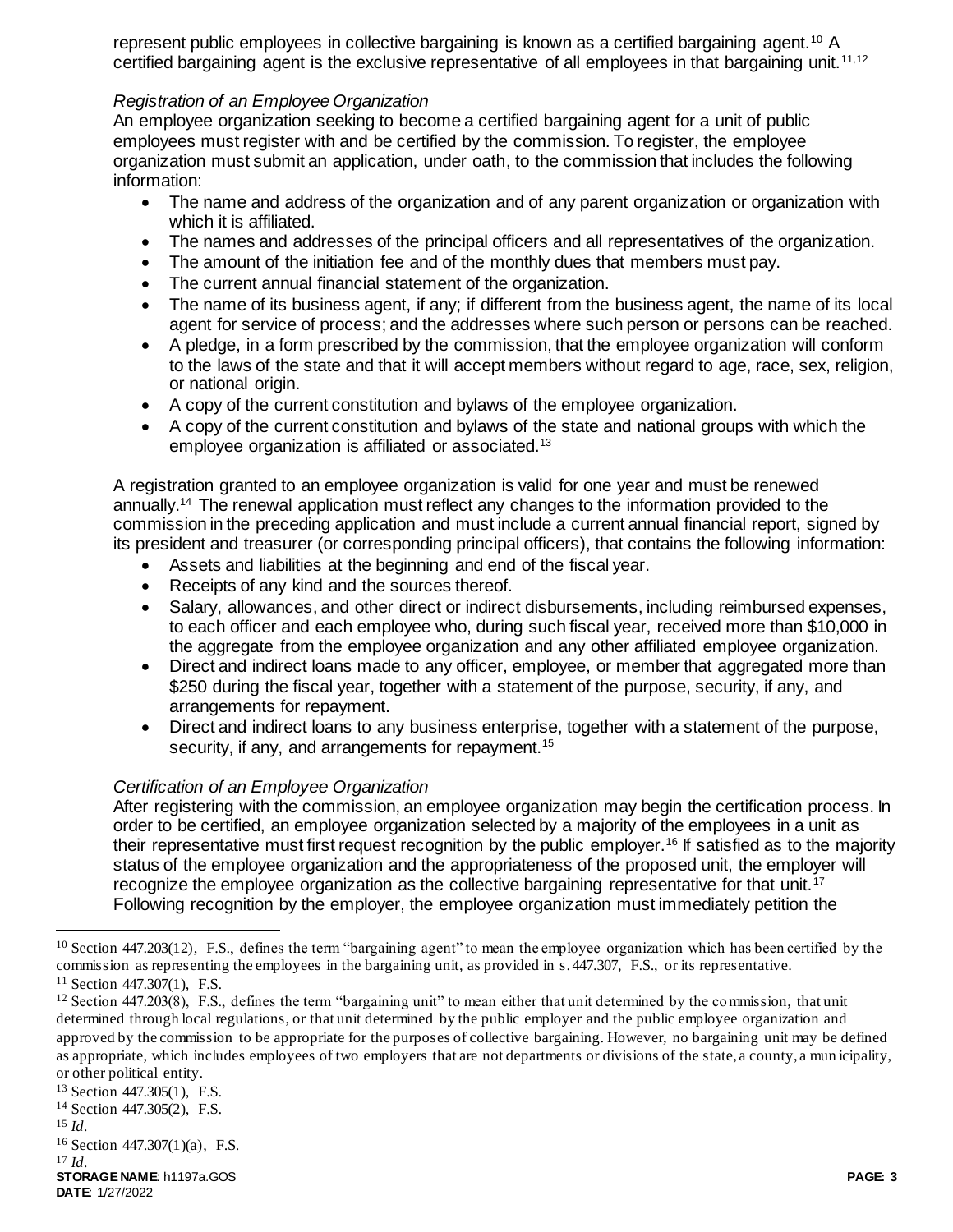represent public employees in collective bargaining is known as a certified bargaining agent.[10] A certified bargaining agent is the exclusive representative of all employees in that bargaining unit.[11,12]

*Registration of an Employee Organization*

An employee organization seeking to become a certified bargaining agent for a unit of public employees must register with and be certified by the commission. To register, the employee organization must submit an application, under oath, to the commission that includes the following information:

- The name and address of the organization and of any parent organization or organization with which it is affiliated.
- The names and addresses of the principal officers and all representatives of the organization.
- The amount of the initiation fee and of the monthly dues that members must pay.
- The current annual financial statement of the organization.
- The name of its business agent, if any; if different from the business agent, the name of its local agent for service of process; and the addresses where such person or persons can be reached.
- A pledge, in a form prescribed by the commission, that the employee organization will conform to the laws of the state and that it will accept members without regard to age, race, sex, religion, or national origin.
- A copy of the current constitution and bylaws of the employee organization.
- A copy of the current constitution and bylaws of the state and national groups with which the employee organization is affiliated or associated.[13]

A registration granted to an employee organization is valid for one year and must be renewed annually.[14] The renewal application must reflect any changes to the information provided to the commission in the preceding application and must include a current annual financial report, signed by its president and treasurer (or corresponding principal officers), that contains the following information:

- Assets and liabilities at the beginning and end of the fiscal year.
- Receipts of any kind and the sources thereof.
- Salary, allowances, and other direct or indirect disbursements, including reimbursed expenses, to each officer and each employee who, during such fiscal year, received more than $10,000 in the aggregate from the employee organization and any other affiliated employee organization.
- Direct and indirect loans made to any officer, employee, or member that aggregated more than $250 during the fiscal year, together with a statement of the purpose, security, if any, and arrangements for repayment.
- Direct and indirect loans to any business enterprise, together with a statement of the purpose, security, if any, and arrangements for repayment.[15]

*Certification of an Employee Organization*

After registering with the commission, an employee organization may begin the certification process. In order to be certified, an employee organization selected by a majority of the employees in a unit as their representative must first request recognition by the public employer.[16] If satisfied as to the majority status of the employee organization and the appropriateness of the proposed unit, the employer will recognize the employee organization as the collective bargaining representative for that unit.[17] Following recognition by the employer, the employee organization must immediately petition the

---

[10] Section 447.203(12), F.S., defines the term "bargaining agent" to mean the employee organization which has been certified by the commission as representing the employees in the bargaining unit, as provided in s. 447.307, F.S., or its representative.

[11] Section 447.307(1), F.S.

[12] Section 447.203(8), F.S., defines the term "bargaining unit" to mean either that unit determined by the commission, that unit determined through local regulations, or that unit determined by the public employer and the public employee organization and approved by the commission to be appropriate for the purposes of collective bargaining. However, no bargaining unit may be defined as appropriate, which includes employees of two employers that are not departments or divisions of the state, a county, a municipality, or other political entity.

[13] Section 447.305(1), F.S.

[14] Section 447.305(2), F.S.

[15] *Id.*

[16] Section 447.307(1)(a), F.S.

[17] *Id.*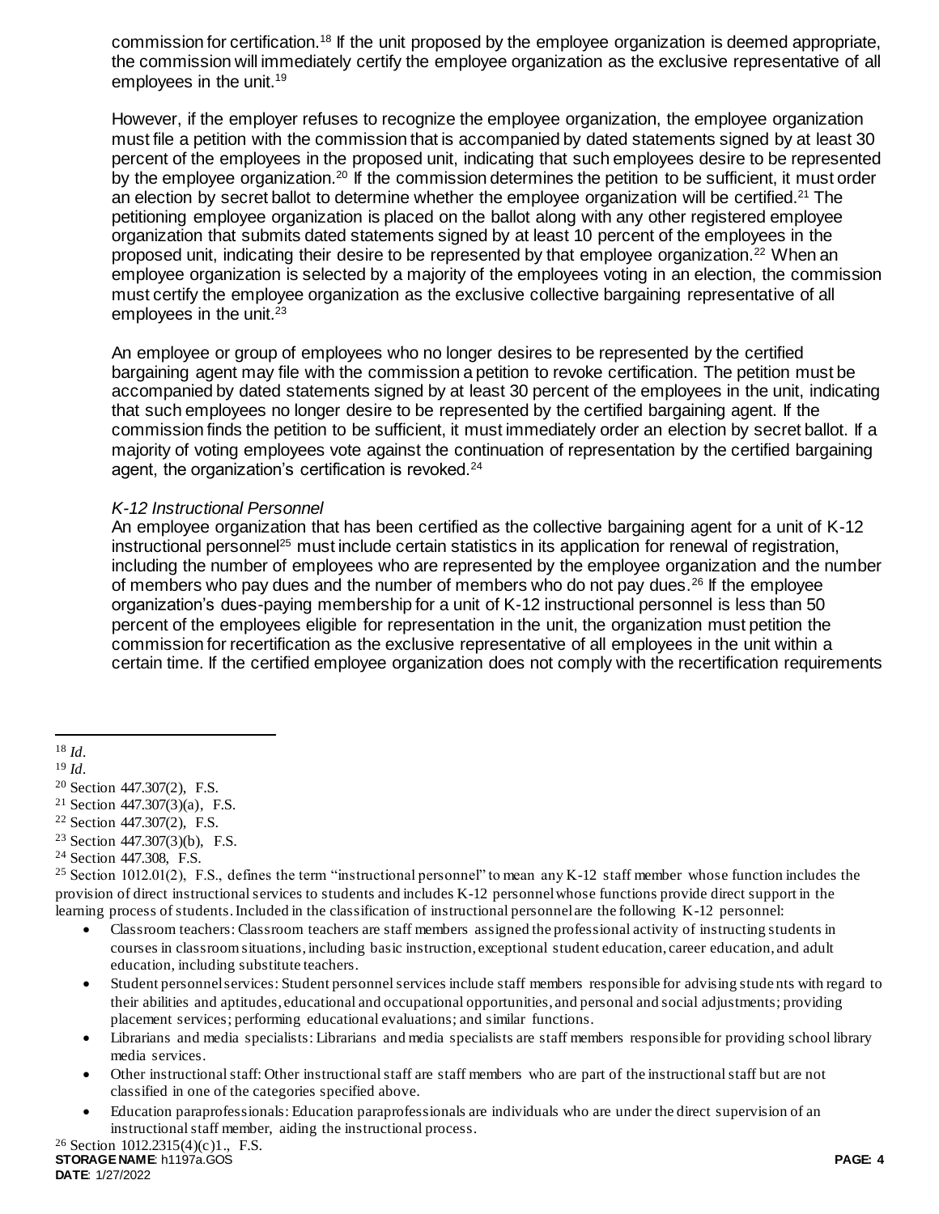commission for certification.[18] If the unit proposed by the employee organization is deemed appropriate, the commission will immediately certify the employee organization as the exclusive representative of all employees in the unit.[19]

However, if the employer refuses to recognize the employee organization, the employee organization must file a petition with the commission that is accompanied by dated statements signed by at least 30 percent of the employees in the proposed unit, indicating that such employees desire to be represented by the employee organization.[20] If the commission determines the petition to be sufficient, it must order an election by secret ballot to determine whether the employee organization will be certified.[21] The petitioning employee organization is placed on the ballot along with any other registered employee organization that submits dated statements signed by at least 10 percent of the employees in the proposed unit, indicating their desire to be represented by that employee organization.[22] When an employee organization is selected by a majority of the employees voting in an election, the commission must certify the employee organization as the exclusive collective bargaining representative of all employees in the unit.[23]

An employee or group of employees who no longer desires to be represented by the certified bargaining agent may file with the commission a petition to revoke certification. The petition must be accompanied by dated statements signed by at least 30 percent of the employees in the unit, indicating that such employees no longer desire to be represented by the certified bargaining agent. If the commission finds the petition to be sufficient, it must immediately order an election by secret ballot. If a majority of voting employees vote against the continuation of representation by the certified bargaining agent, the organization's certification is revoked.[24]

*K-12 Instructional Personnel*

An employee organization that has been certified as the collective bargaining agent for a unit of K-12 instructional personnel[25] must include certain statistics in its application for renewal of registration, including the number of employees who are represented by the employee organization and the number of members who pay dues and the number of members who do not pay dues.[26] If the employee organization's dues-paying membership for a unit of K-12 instructional personnel is less than 50 percent of the employees eligible for representation in the unit, the organization must petition the commission for recertification as the exclusive representative of all employees in the unit within a certain time. If the certified employee organization does not comply with the recertification requirements

---

[18] *Id.*

[19] *Id.*

[20] Section 447.307(2), F.S.

[21] Section 447.307(3)(a), F.S.

[22] Section 447.307(2), F.S.

[23] Section 447.307(3)(b), F.S.

[24] Section 447.308, F.S.

[25] Section 1012.01(2), F.S., defines the term "instructional personnel" to mean any K-12 staff member whose function includes the provision of direct instructional services to students and includes K-12 personnel whose functions provide direct support in the learning process of students. Included in the classification of instructional personnel are the following K-12 personnel:

- Classroom teachers: Classroom teachers are staff members assigned the professional activity of instructing students in courses in classroom situations, including basic instruction, exceptional student education, career education, and adult education, including substitute teachers.
- Student personnel services: Student personnel services include staff members responsible for advising students with regard to their abilities and aptitudes, educational and occupational opportunities, and personal and social adjustments; providing placement services; performing educational evaluations; and similar functions.
- Librarians and media specialists: Librarians and media specialists are staff members responsible for providing school library media services.
- Other instructional staff: Other instructional staff are staff members who are part of the instructional staff but are not classified in one of the categories specified above.
- Education paraprofessionals: Education paraprofessionals are individuals who are under the direct supervision of an instructional staff member, aiding the instructional process.

[26] Section 1012.2315(4)(c)1., F.S.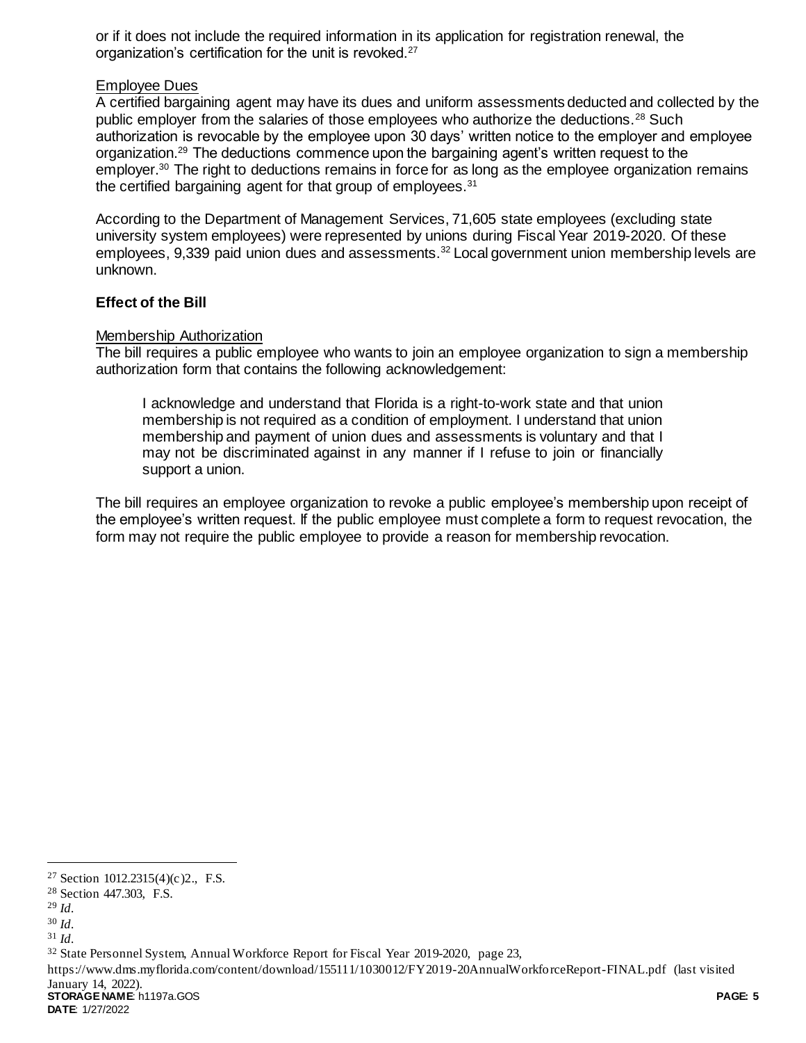or if it does not include the required information in its application for registration renewal, the organization's certification for the unit is revoked.[27]

Employee Dues

A certified bargaining agent may have its dues and uniform assessments deducted and collected by the public employer from the salaries of those employees who authorize the deductions.[28] Such authorization is revocable by the employee upon 30 days' written notice to the employer and employee organization.[29] The deductions commence upon the bargaining agent's written request to the employer.[30] The right to deductions remains in force for as long as the employee organization remains the certified bargaining agent for that group of employees.[31]

According to the Department of Management Services, 71,605 state employees (excluding state university system employees) were represented by unions during Fiscal Year 2019-2020. Of these employees, 9,339 paid union dues and assessments.[32] Local government union membership levels are unknown.

**Effect of the Bill**

Membership Authorization

The bill requires a public employee who wants to join an employee organization to sign a membership authorization form that contains the following acknowledgement:

> I acknowledge and understand that Florida is a right-to-work state and that union membership is not required as a condition of employment. I understand that union membership and payment of union dues and assessments is voluntary and that I may not be discriminated against in any manner if I refuse to join or financially support a union.

The bill requires an employee organization to revoke a public employee's membership upon receipt of the employee's written request. If the public employee must complete a form to request revocation, the form may not require the public employee to provide a reason for membership revocation.

---

[27] Section 1012.2315(4)(c)2., F.S.

[28] Section 447.303, F.S.

[29] *Id*.

[30] *Id*.

[31] *Id*.

[32] State Personnel System, Annual Workforce Report for Fiscal Year 2019-2020, page 23, https://www.dms.myflorida.com/content/download/155111/1030012/FY2019-20AnnualWorkforceReport-FINAL.pdf (last visited January 14, 2022).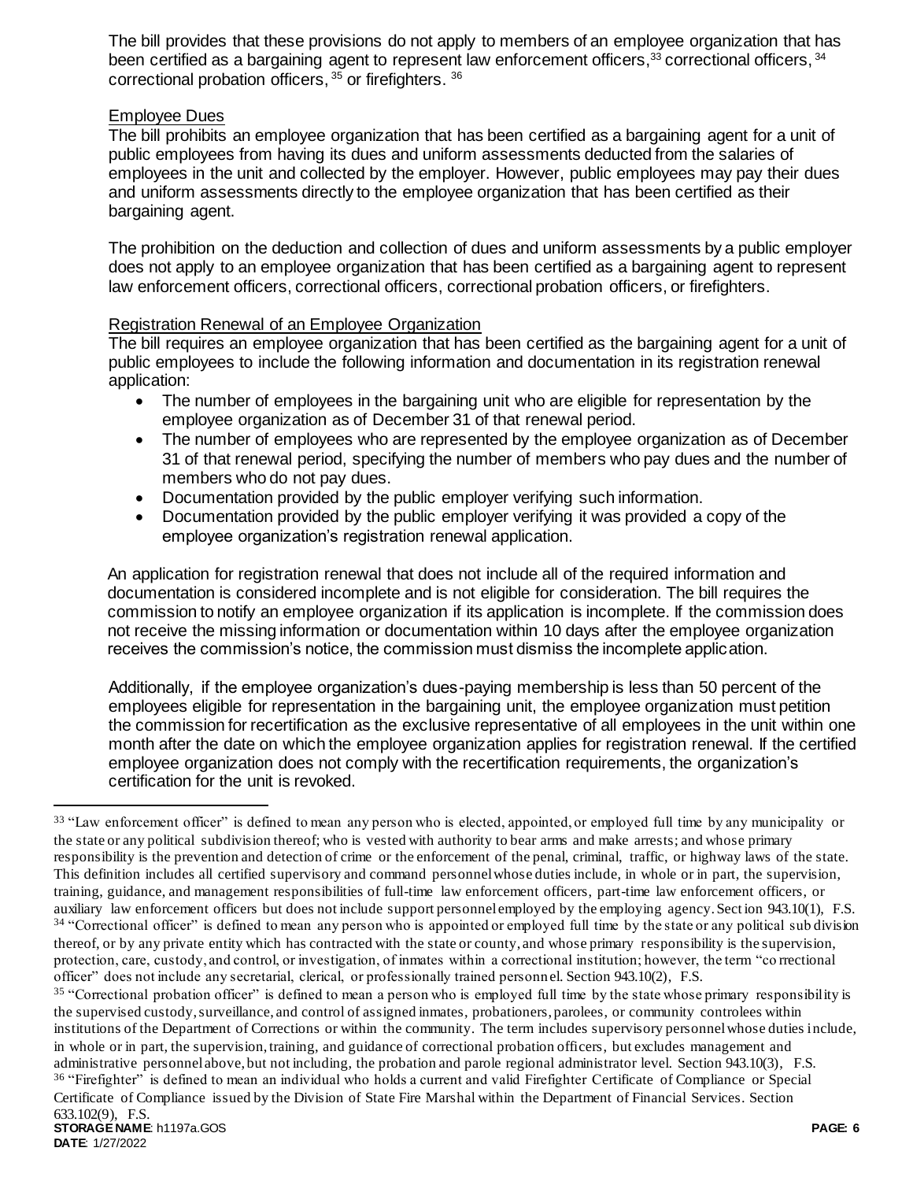The bill provides that these provisions do not apply to members of an employee organization that has been certified as a bargaining agent to represent law enforcement officers,[33] correctional officers,[34] correctional probation officers,[35] or firefighters.[36]

### Employee Dues

The bill prohibits an employee organization that has been certified as a bargaining agent for a unit of public employees from having its dues and uniform assessments deducted from the salaries of employees in the unit and collected by the employer. However, public employees may pay their dues and uniform assessments directly to the employee organization that has been certified as their bargaining agent.

The prohibition on the deduction and collection of dues and uniform assessments by a public employer does not apply to an employee organization that has been certified as a bargaining agent to represent law enforcement officers, correctional officers, correctional probation officers, or firefighters.

### Registration Renewal of an Employee Organization

The bill requires an employee organization that has been certified as the bargaining agent for a unit of public employees to include the following information and documentation in its registration renewal application:

- The number of employees in the bargaining unit who are eligible for representation by the employee organization as of December 31 of that renewal period.
- The number of employees who are represented by the employee organization as of December 31 of that renewal period, specifying the number of members who pay dues and the number of members who do not pay dues.
- Documentation provided by the public employer verifying such information.
- Documentation provided by the public employer verifying it was provided a copy of the employee organization's registration renewal application.

An application for registration renewal that does not include all of the required information and documentation is considered incomplete and is not eligible for consideration. The bill requires the commission to notify an employee organization if its application is incomplete. If the commission does not receive the missing information or documentation within 10 days after the employee organization receives the commission's notice, the commission must dismiss the incomplete application.

Additionally, if the employee organization's dues-paying membership is less than 50 percent of the employees eligible for representation in the bargaining unit, the employee organization must petition the commission for recertification as the exclusive representative of all employees in the unit within one month after the date on which the employee organization applies for registration renewal. If the certified employee organization does not comply with the recertification requirements, the organization's certification for the unit is revoked.

---

[33] "Law enforcement officer" is defined to mean any person who is elected, appointed, or employed full time by any municipality or the state or any political subdivision thereof; who is vested with authority to bear arms and make arrests; and whose primary responsibility is the prevention and detection of crime or the enforcement of the penal, criminal, traffic, or highway laws of the state. This definition includes all certified supervisory and command personnel whose duties include, in whole or in part, the supervision, training, guidance, and management responsibilities of full-time law enforcement officers, part-time law enforcement officers, or auxiliary law enforcement officers but does not include support personnel employed by the employing agency. Section 943.10(1), F.S.

[34] "Correctional officer" is defined to mean any person who is appointed or employed full time by the state or any political subdivision thereof, or by any private entity which has contracted with the state or county, and whose primary responsibility is the supervision, protection, care, custody, and control, or investigation, of inmates within a correctional institution; however, the term "correctional officer" does not include any secretarial, clerical, or professionally trained personnel. Section 943.10(2), F.S.

[35] "Correctional probation officer" is defined to mean a person who is employed full time by the state whose primary responsibility is the supervised custody, surveillance, and control of assigned inmates, probationers, parolees, or community controlees within institutions of the Department of Corrections or within the community. The term includes supervisory personnel whose duties include, in whole or in part, the supervision, training, and guidance of correctional probation officers, but excludes management and administrative personnel above, but not including, the probation and parole regional administrator level. Section 943.10(3), F.S.

[36] "Firefighter" is defined to mean an individual who holds a current and valid Firefighter Certificate of Compliance or Special Certificate of Compliance issued by the Division of State Fire Marshal within the Department of Financial Services. Section 633.102(9), F.S.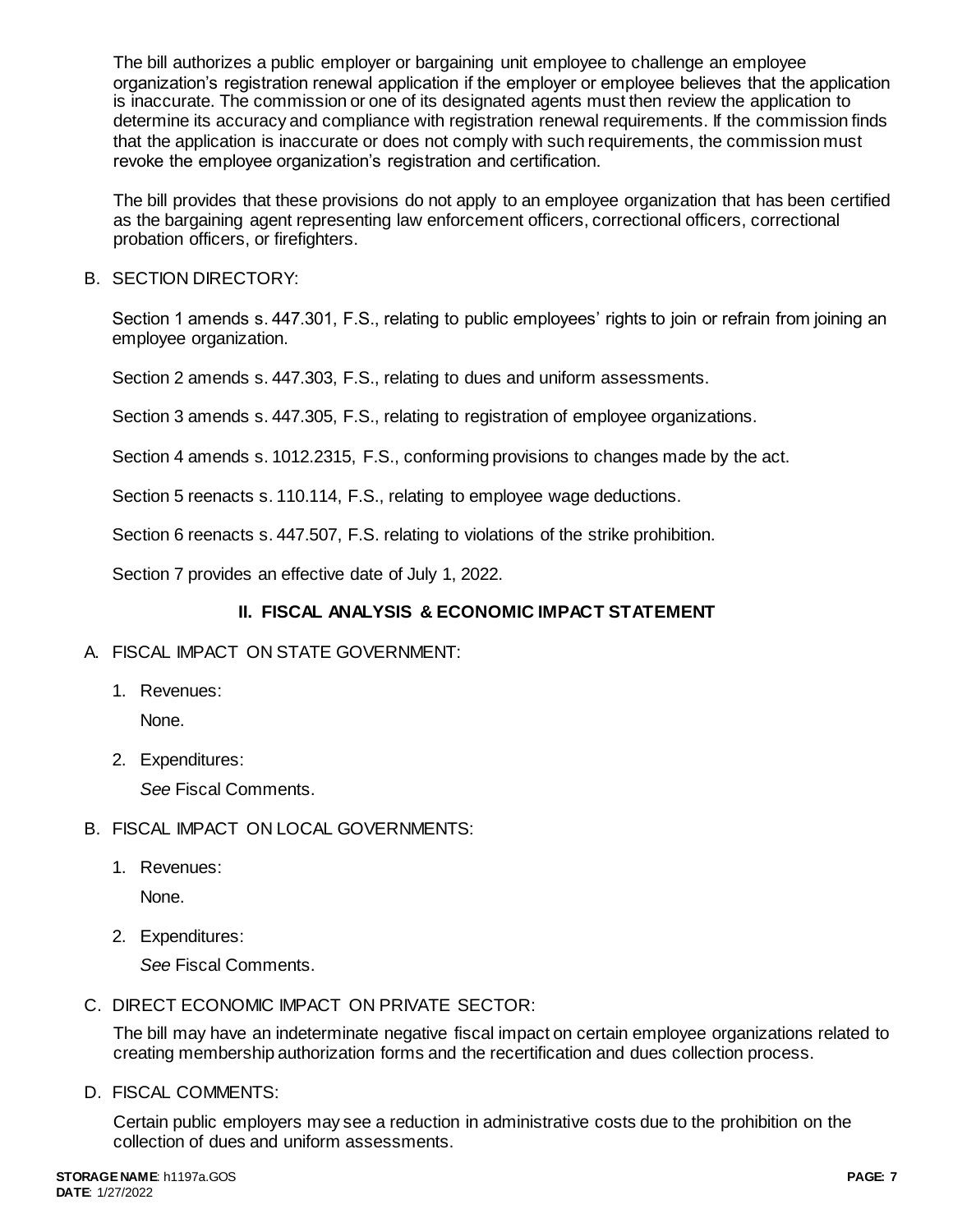The bill authorizes a public employer or bargaining unit employee to challenge an employee organization's registration renewal application if the employer or employee believes that the application is inaccurate. The commission or one of its designated agents must then review the application to determine its accuracy and compliance with registration renewal requirements. If the commission finds that the application is inaccurate or does not comply with such requirements, the commission must revoke the employee organization's registration and certification.

The bill provides that these provisions do not apply to an employee organization that has been certified as the bargaining agent representing law enforcement officers, correctional officers, correctional probation officers, or firefighters.

B. SECTION DIRECTORY:

Section 1 amends s. 447.301, F.S., relating to public employees' rights to join or refrain from joining an employee organization.

Section 2 amends s. 447.303, F.S., relating to dues and uniform assessments.

Section 3 amends s. 447.305, F.S., relating to registration of employee organizations.

Section 4 amends s. 1012.2315, F.S., conforming provisions to changes made by the act.

Section 5 reenacts s. 110.114, F.S., relating to employee wage deductions.

Section 6 reenacts s. 447.507, F.S. relating to violations of the strike prohibition.

Section 7 provides an effective date of July 1, 2022.

## II. FISCAL ANALYSIS & ECONOMIC IMPACT STATEMENT

A. FISCAL IMPACT ON STATE GOVERNMENT:

1. Revenues:

   None.

2. Expenditures:

   *See* Fiscal Comments.

B. FISCAL IMPACT ON LOCAL GOVERNMENTS:

1. Revenues:

   None.

2. Expenditures:

   *See* Fiscal Comments.

C. DIRECT ECONOMIC IMPACT ON PRIVATE SECTOR:

The bill may have an indeterminate negative fiscal impact on certain employee organizations related to creating membership authorization forms and the recertification and dues collection process.

D. FISCAL COMMENTS:

Certain public employers may see a reduction in administrative costs due to the prohibition on the collection of dues and uniform assessments.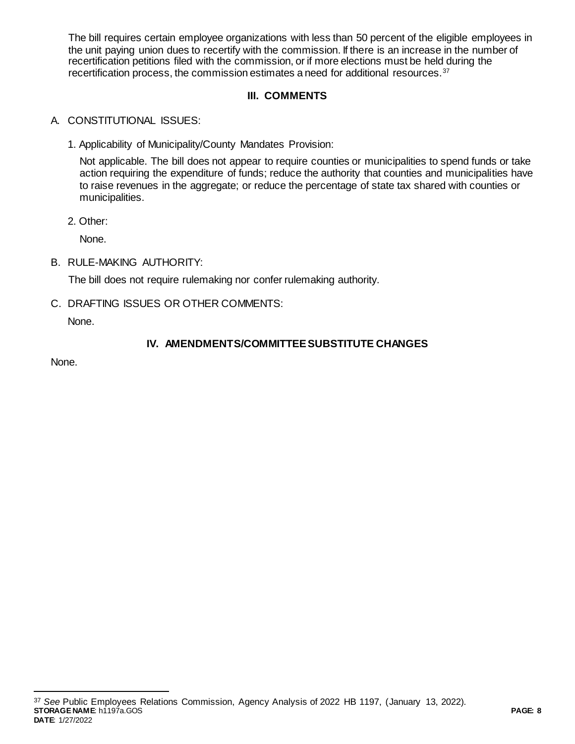The bill requires certain employee organizations with less than 50 percent of the eligible employees in the unit paying union dues to recertify with the commission. If there is an increase in the number of recertification petitions filed with the commission, or if more elections must be held during the recertification process, the commission estimates a need for additional resources.[37]

## III. COMMENTS

A. CONSTITUTIONAL ISSUES:

1. Applicability of Municipality/County Mandates Provision:

Not applicable. The bill does not appear to require counties or municipalities to spend funds or take action requiring the expenditure of funds; reduce the authority that counties and municipalities have to raise revenues in the aggregate; or reduce the percentage of state tax shared with counties or municipalities.

2. Other:

None.

B. RULE-MAKING AUTHORITY:

The bill does not require rulemaking nor confer rulemaking authority.

C. DRAFTING ISSUES OR OTHER COMMENTS:

None.

## IV. AMENDMENTS/COMMITTEE SUBSTITUTE CHANGES

None.

[37] *See* Public Employees Relations Commission, Agency Analysis of 2022 HB 1197, (January 13, 2022).